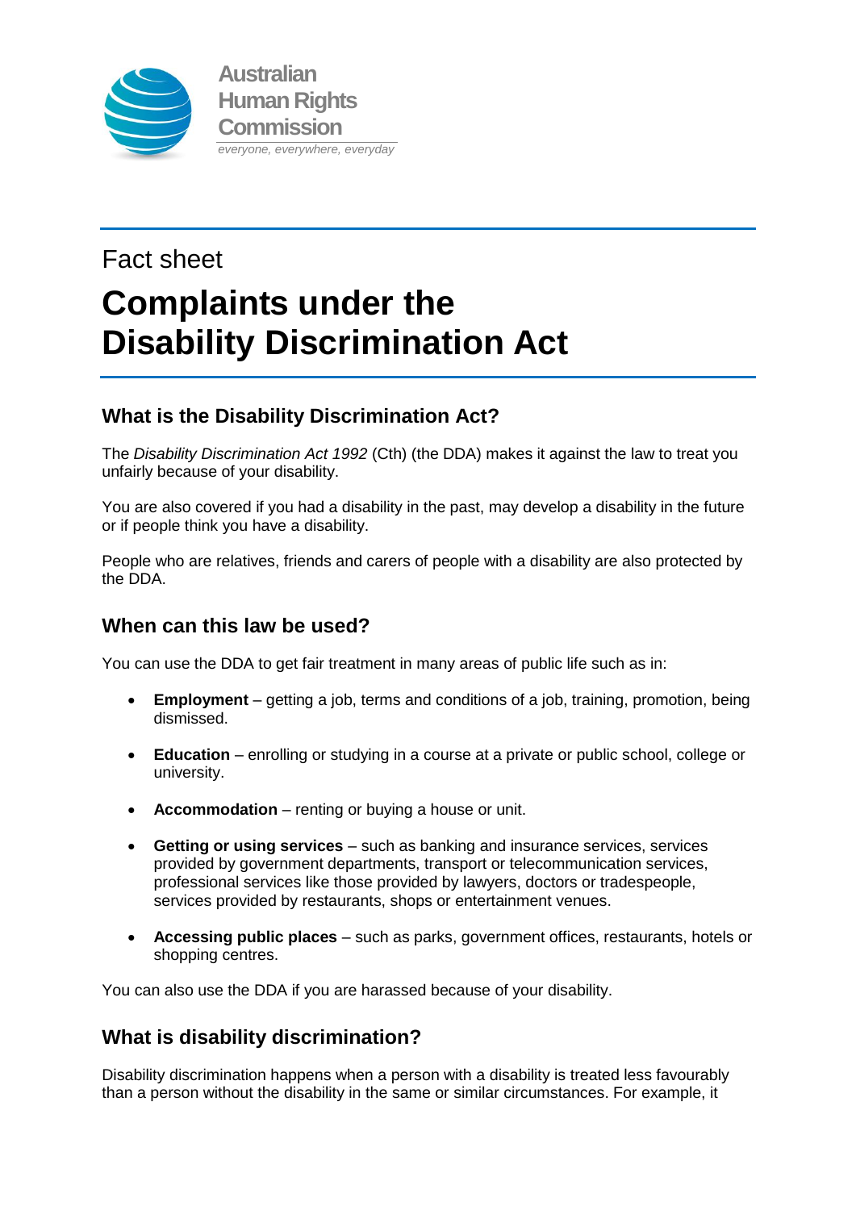Australian Human Rights Commission

*everyone, everywhere, everyday*

Fact sheet

# Complaints under the Disability Discrimination Act

## What is the Disability Discrimination Act?

The *Disability Discrimination Act 1992* (Cth) (the DDA) makes it against the law to treat you unfairly because of your disability.

You are also covered if you had a disability in the past, may develop a disability in the future or if people think you have a disability.

People who are relatives, friends and carers of people with a disability are also protected by the DDA.

## When can this law be used?

You can use the DDA to get fair treatment in many areas of public life such as in:

- **Employment** – getting a job, terms and conditions of a job, training, promotion, being dismissed.
- **Education** – enrolling or studying in a course at a private or public school, college or university.
- **Accommodation** – renting or buying a house or unit.
- **Getting or using services** – such as banking and insurance services, services provided by government departments, transport or telecommunication services, professional services like those provided by lawyers, doctors or tradespeople, services provided by restaurants, shops or entertainment venues.
- **Accessing public places** – such as parks, government offices, restaurants, hotels or shopping centres.

You can also use the DDA if you are harassed because of your disability.

## What is disability discrimination?

Disability discrimination happens when a person with a disability is treated less favourably than a person without the disability in the same or similar circumstances. For example, it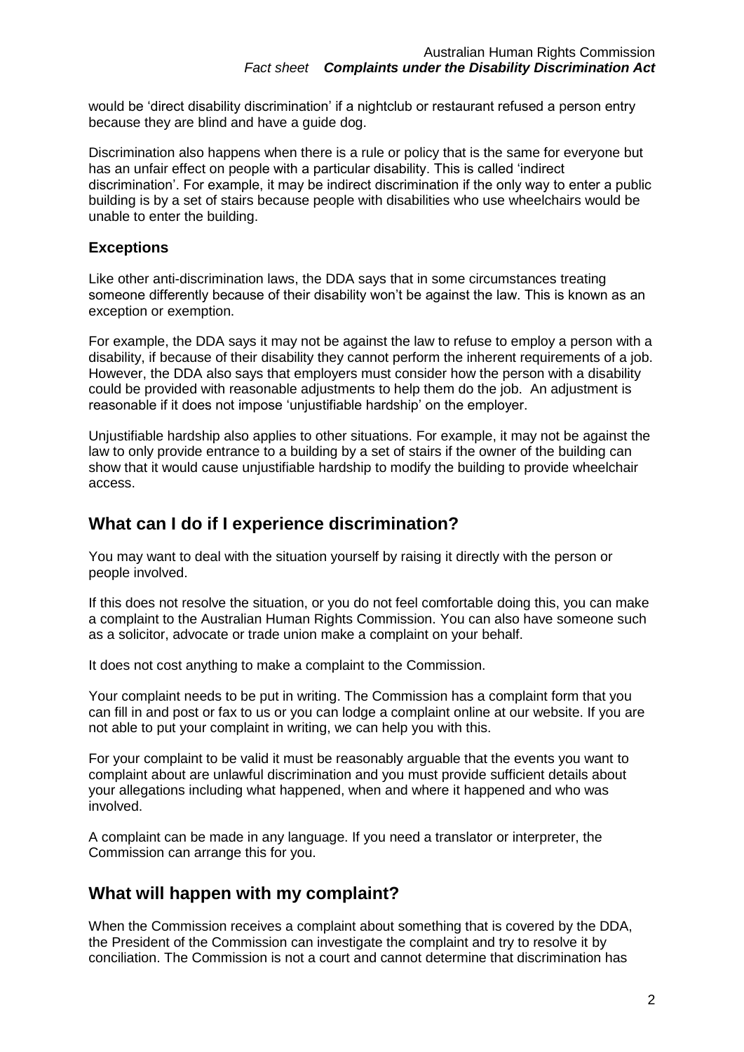would be 'direct disability discrimination' if a nightclub or restaurant refused a person entry because they are blind and have a guide dog.

Discrimination also happens when there is a rule or policy that is the same for everyone but has an unfair effect on people with a particular disability. This is called 'indirect discrimination'. For example, it may be indirect discrimination if the only way to enter a public building is by a set of stairs because people with disabilities who use wheelchairs would be unable to enter the building.

### Exceptions

Like other anti-discrimination laws, the DDA says that in some circumstances treating someone differently because of their disability won't be against the law. This is known as an exception or exemption.

For example, the DDA says it may not be against the law to refuse to employ a person with a disability, if because of their disability they cannot perform the inherent requirements of a job. However, the DDA also says that employers must consider how the person with a disability could be provided with reasonable adjustments to help them do the job. An adjustment is reasonable if it does not impose 'unjustifiable hardship' on the employer.

Unjustifiable hardship also applies to other situations. For example, it may not be against the law to only provide entrance to a building by a set of stairs if the owner of the building can show that it would cause unjustifiable hardship to modify the building to provide wheelchair access.

## What can I do if I experience discrimination?

You may want to deal with the situation yourself by raising it directly with the person or people involved.

If this does not resolve the situation, or you do not feel comfortable doing this, you can make a complaint to the Australian Human Rights Commission. You can also have someone such as a solicitor, advocate or trade union make a complaint on your behalf.

It does not cost anything to make a complaint to the Commission.

Your complaint needs to be put in writing. The Commission has a complaint form that you can fill in and post or fax to us or you can lodge a complaint online at our website. If you are not able to put your complaint in writing, we can help you with this.

For your complaint to be valid it must be reasonably arguable that the events you want to complaint about are unlawful discrimination and you must provide sufficient details about your allegations including what happened, when and where it happened and who was involved.

A complaint can be made in any language. If you need a translator or interpreter, the Commission can arrange this for you.

## What will happen with my complaint?

When the Commission receives a complaint about something that is covered by the DDA, the President of the Commission can investigate the complaint and try to resolve it by conciliation. The Commission is not a court and cannot determine that discrimination has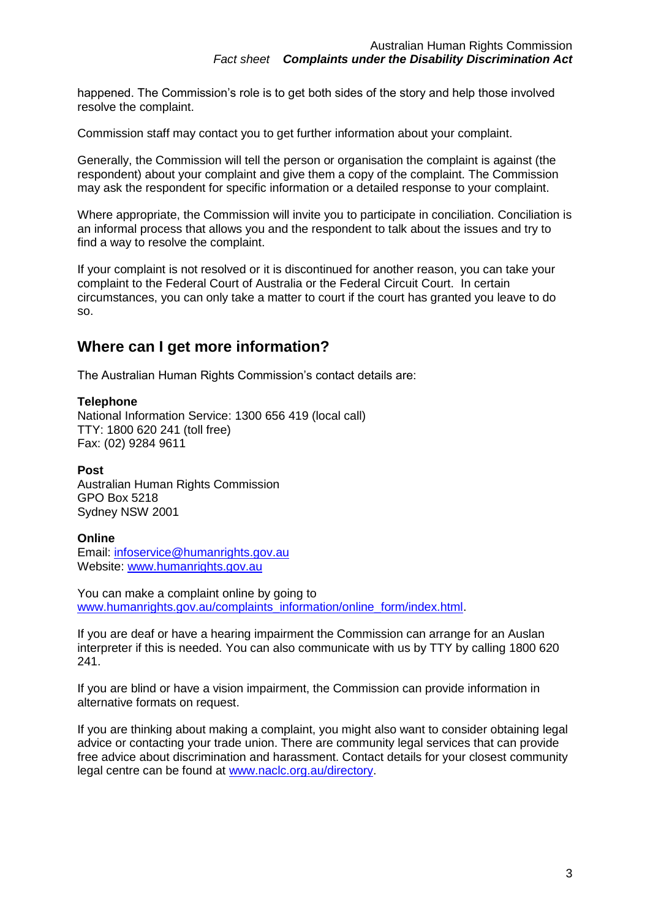happened. The Commission's role is to get both sides of the story and help those involved resolve the complaint.

Commission staff may contact you to get further information about your complaint.

Generally, the Commission will tell the person or organisation the complaint is against (the respondent) about your complaint and give them a copy of the complaint. The Commission may ask the respondent for specific information or a detailed response to your complaint.

Where appropriate, the Commission will invite you to participate in conciliation. Conciliation is an informal process that allows you and the respondent to talk about the issues and try to find a way to resolve the complaint.

If your complaint is not resolved or it is discontinued for another reason, you can take your complaint to the Federal Court of Australia or the Federal Circuit Court. In certain circumstances, you can only take a matter to court if the court has granted you leave to do so.

## Where can I get more information?

The Australian Human Rights Commission's contact details are:

**Telephone**
National Information Service: 1300 656 419 (local call)
TTY: 1800 620 241 (toll free)
Fax: (02) 9284 9611

**Post**
Australian Human Rights Commission
GPO Box 5218
Sydney NSW 2001

**Online**
Email: [infoservice@humanrights.gov.au](mailto:infoservice@humanrights.gov.au)
Website: [www.humanrights.gov.au](http://www.humanrights.gov.au)

You can make a complaint online by going to [www.humanrights.gov.au/complaints_information/online_form/index.html](http://www.humanrights.gov.au/complaints_information/online_form/index.html).

If you are deaf or have a hearing impairment the Commission can arrange for an Auslan interpreter if this is needed. You can also communicate with us by TTY by calling 1800 620 241.

If you are blind or have a vision impairment, the Commission can provide information in alternative formats on request.

If you are thinking about making a complaint, you might also want to consider obtaining legal advice or contacting your trade union. There are community legal services that can provide free advice about discrimination and harassment. Contact details for your closest community legal centre can be found at [www.naclc.org.au/directory](http://www.naclc.org.au/directory).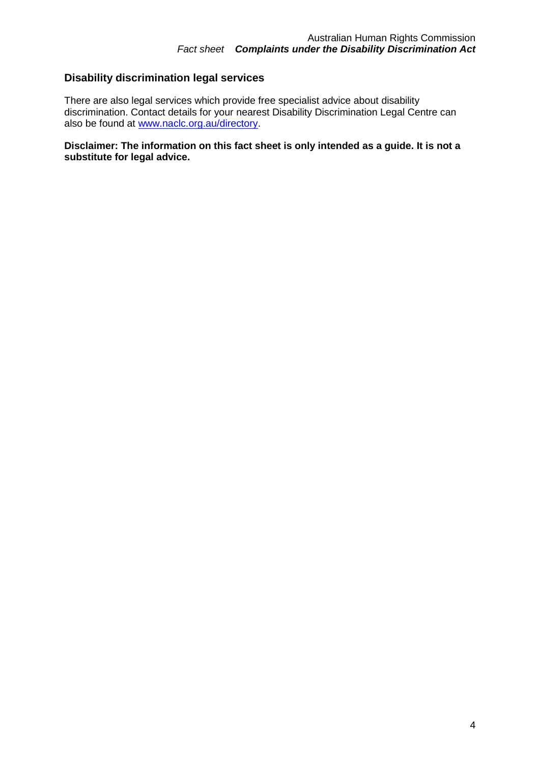## Disability discrimination legal services

There are also legal services which provide free specialist advice about disability discrimination. Contact details for your nearest Disability Discrimination Legal Centre can also be found at [www.naclc.org.au/directory](http://www.naclc.org.au/directory).

**Disclaimer: The information on this fact sheet is only intended as a guide. It is not a substitute for legal advice.**